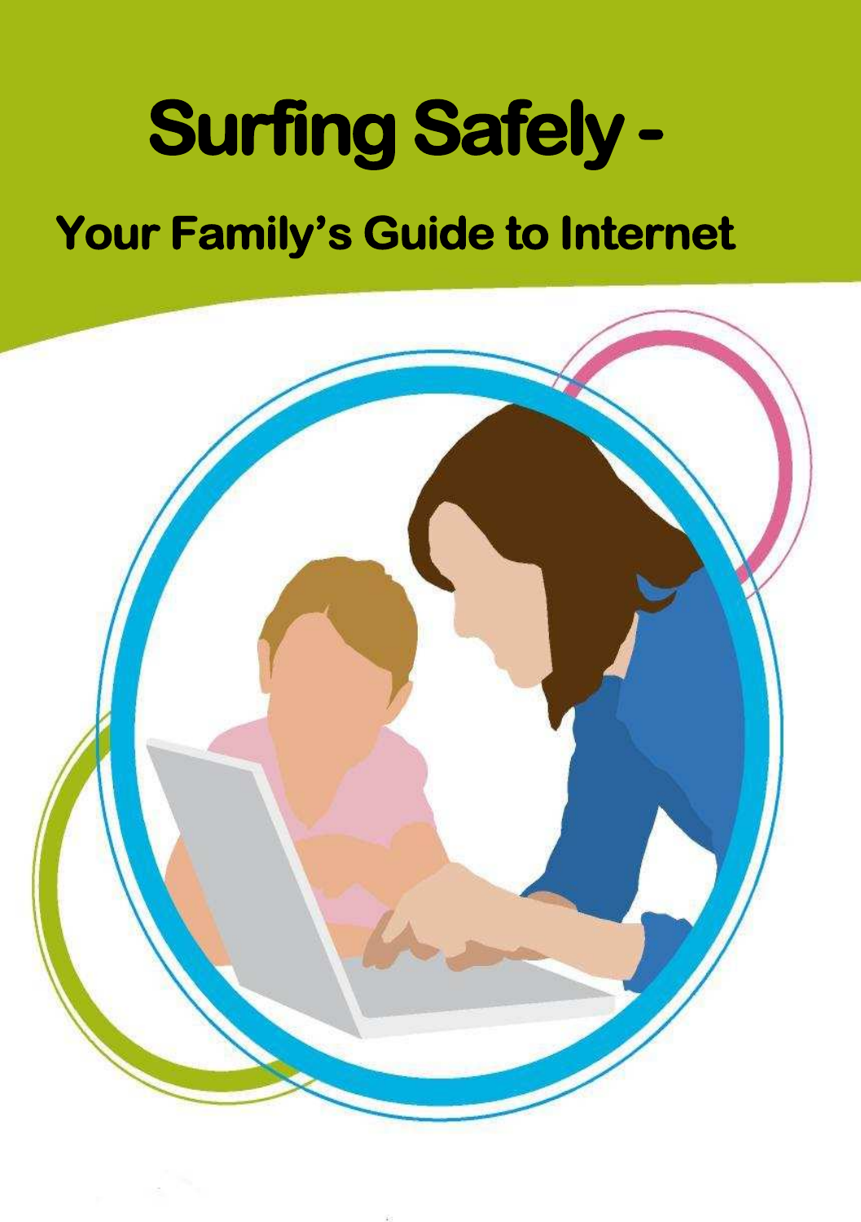# Surfing Safely -

## Your Family's Guide to Internet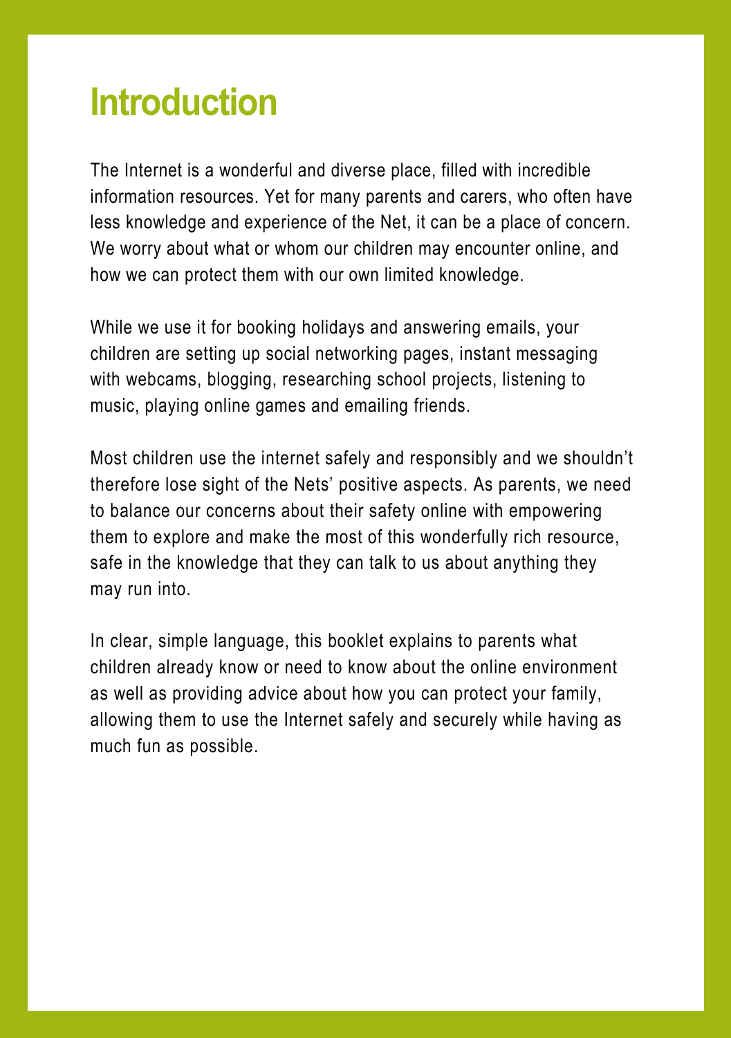# Introduction

The Internet is a wonderful and diverse place, filled with incredible information resources. Yet for many parents and carers, who often have less knowledge and experience of the Net, it can be a place of concern. We worry about what or whom our children may encounter online, and how we can protect them with our own limited knowledge.

While we use it for booking holidays and answering emails, your children are setting up social networking pages, instant messaging with webcams, blogging, researching school projects, listening to music, playing online games and emailing friends.

Most children use the internet safely and responsibly and we shouldn't therefore lose sight of the Nets' positive aspects. As parents, we need to balance our concerns about their safety online with empowering them to explore and make the most of this wonderfully rich resource, safe in the knowledge that they can talk to us about anything they may run into.

In clear, simple language, this booklet explains to parents what children already know or need to know about the online environment as well as providing advice about how you can protect your family, allowing them to use the Internet safely and securely while having as much fun as possible.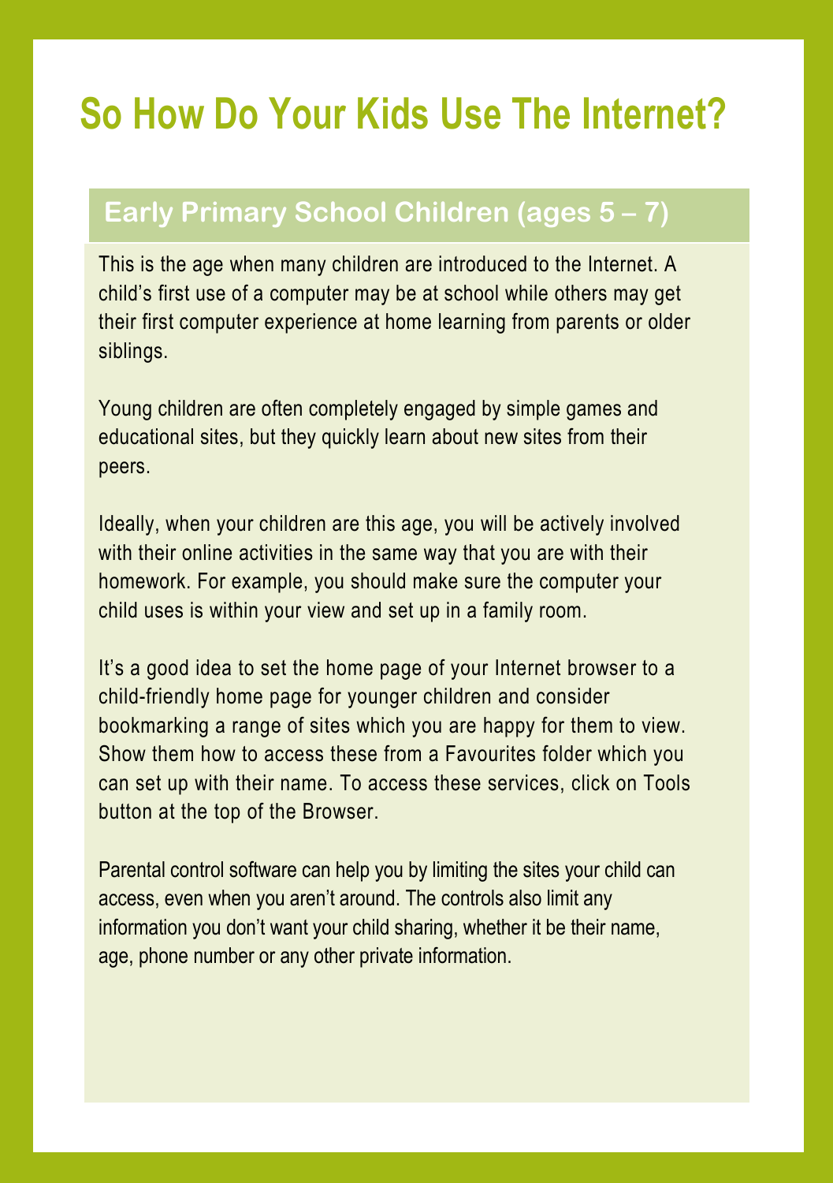# So How Do Your Kids Use The Internet?

## Early Primary School Children (ages 5 – 7)

This is the age when many children are introduced to the Internet. A child's first use of a computer may be at school while others may get their first computer experience at home learning from parents or older siblings.

Young children are often completely engaged by simple games and educational sites, but they quickly learn about new sites from their peers.

Ideally, when your children are this age, you will be actively involved with their online activities in the same way that you are with their homework. For example, you should make sure the computer your child uses is within your view and set up in a family room.

It's a good idea to set the home page of your Internet browser to a child-friendly home page for younger children and consider bookmarking a range of sites which you are happy for them to view. Show them how to access these from a Favourites folder which you can set up with their name. To access these services, click on Tools button at the top of the Browser.

Parental control software can help you by limiting the sites your child can access, even when you aren't around. The controls also limit any information you don't want your child sharing, whether it be their name, age, phone number or any other private information.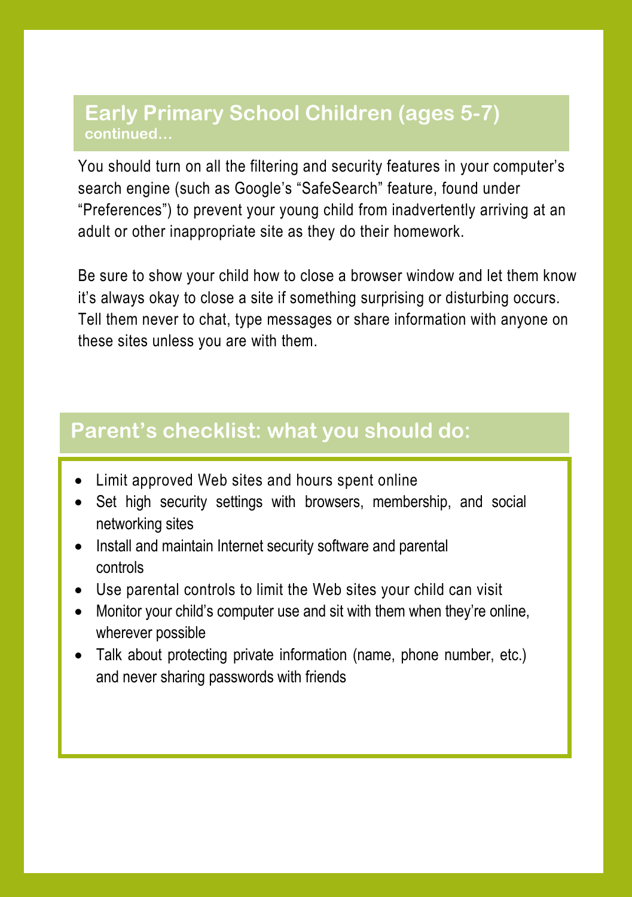## Early Primary School Children (ages 5-7) continued…

You should turn on all the filtering and security features in your computer's search engine (such as Google's "SafeSearch" feature, found under "Preferences") to prevent your young child from inadvertently arriving at an adult or other inappropriate site as they do their homework.

Be sure to show your child how to close a browser window and let them know it's always okay to close a site if something surprising or disturbing occurs. Tell them never to chat, type messages or share information with anyone on these sites unless you are with them.

## Parent's checklist: what you should do:

- Limit approved Web sites and hours spent online
- Set high security settings with browsers, membership, and social networking sites
- Install and maintain Internet security software and parental controls
- Use parental controls to limit the Web sites your child can visit
- Monitor your child's computer use and sit with them when they're online, wherever possible
- Talk about protecting private information (name, phone number, etc.) and never sharing passwords with friends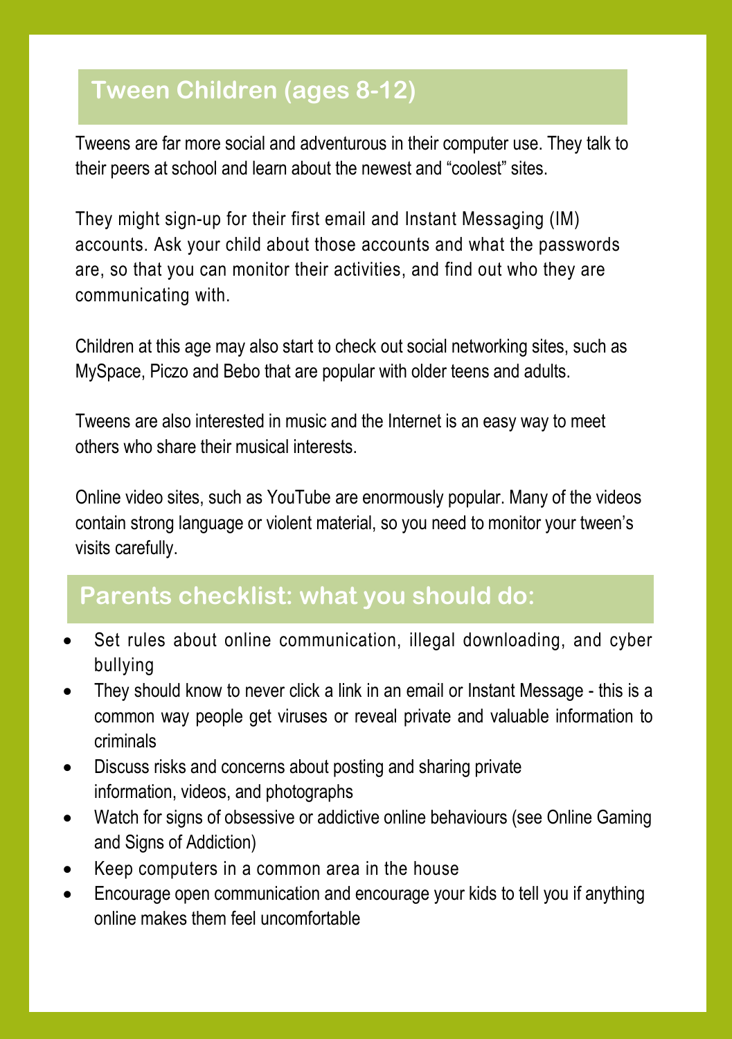## Tween Children (ages 8-12)

Tweens are far more social and adventurous in their computer use. They talk to their peers at school and learn about the newest and "coolest" sites.

They might sign-up for their first email and Instant Messaging (IM) accounts. Ask your child about those accounts and what the passwords are, so that you can monitor their activities, and find out who they are communicating with.

Children at this age may also start to check out social networking sites, such as MySpace, Piczo and Bebo that are popular with older teens and adults.

Tweens are also interested in music and the Internet is an easy way to meet others who share their musical interests.

Online video sites, such as YouTube are enormously popular. Many of the videos contain strong language or violent material, so you need to monitor your tween's visits carefully.

## Parents checklist: what you should do:

- Set rules about online communication, illegal downloading, and cyber bullying
- They should know to never click a link in an email or Instant Message - this is a common way people get viruses or reveal private and valuable information to criminals
- Discuss risks and concerns about posting and sharing private information, videos, and photographs
- Watch for signs of obsessive or addictive online behaviours (see Online Gaming and Signs of Addiction)
- Keep computers in a common area in the house
- Encourage open communication and encourage your kids to tell you if anything online makes them feel uncomfortable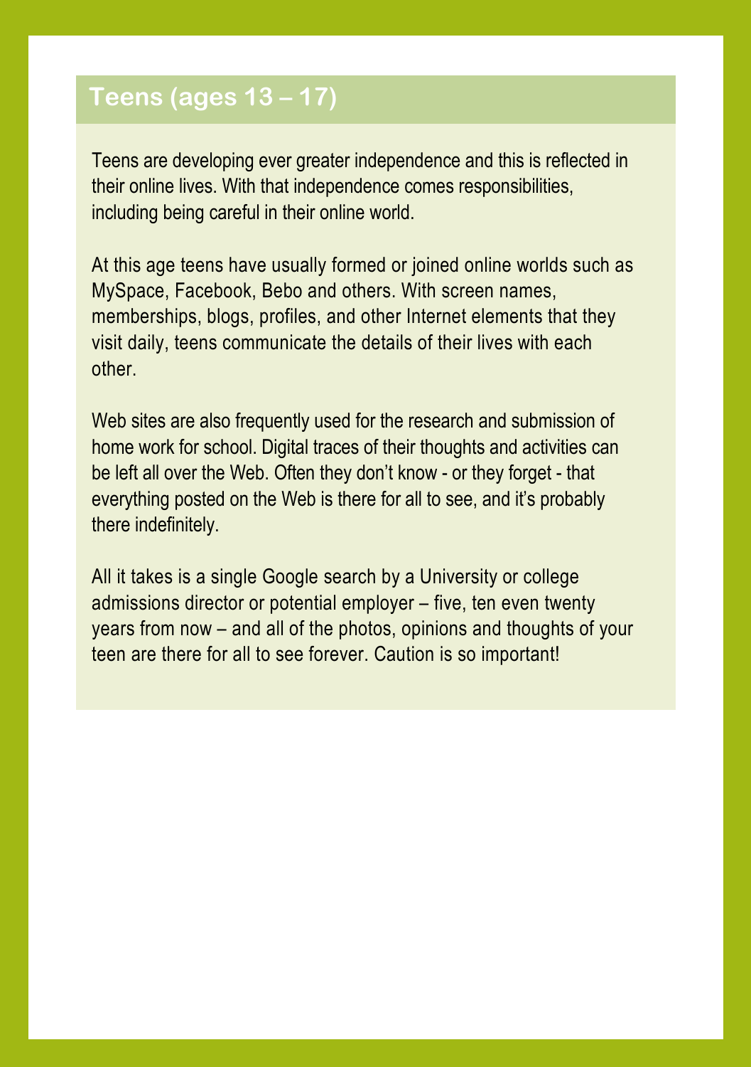## Teens (ages 13 – 17)

Teens are developing ever greater independence and this is reflected in their online lives. With that independence comes responsibilities, including being careful in their online world.

At this age teens have usually formed or joined online worlds such as MySpace, Facebook, Bebo and others. With screen names, memberships, blogs, profiles, and other Internet elements that they visit daily, teens communicate the details of their lives with each other.

Web sites are also frequently used for the research and submission of home work for school. Digital traces of their thoughts and activities can be left all over the Web. Often they don't know - or they forget - that everything posted on the Web is there for all to see, and it's probably there indefinitely.

All it takes is a single Google search by a University or college admissions director or potential employer – five, ten even twenty years from now – and all of the photos, opinions and thoughts of your teen are there for all to see forever. Caution is so important!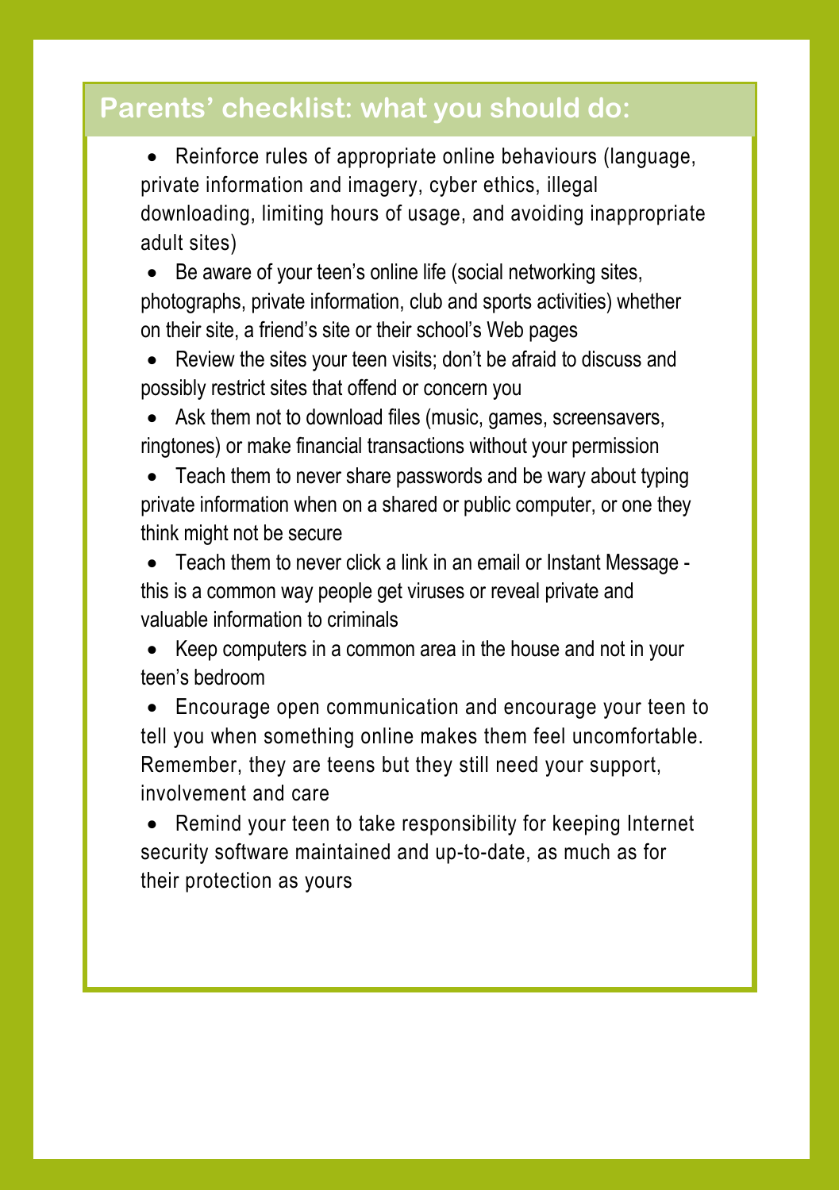## Parents' checklist: what you should do:

- Reinforce rules of appropriate online behaviours (language, private information and imagery, cyber ethics, illegal downloading, limiting hours of usage, and avoiding inappropriate adult sites)
- Be aware of your teen's online life (social networking sites, photographs, private information, club and sports activities) whether on their site, a friend's site or their school's Web pages
- Review the sites your teen visits; don't be afraid to discuss and possibly restrict sites that offend or concern you
- Ask them not to download files (music, games, screensavers, ringtones) or make financial transactions without your permission
- Teach them to never share passwords and be wary about typing private information when on a shared or public computer, or one they think might not be secure
- Teach them to never click a link in an email or Instant Message - this is a common way people get viruses or reveal private and valuable information to criminals
- Keep computers in a common area in the house and not in your teen's bedroom
- Encourage open communication and encourage your teen to tell you when something online makes them feel uncomfortable. Remember, they are teens but they still need your support, involvement and care
- Remind your teen to take responsibility for keeping Internet security software maintained and up-to-date, as much as for their protection as yours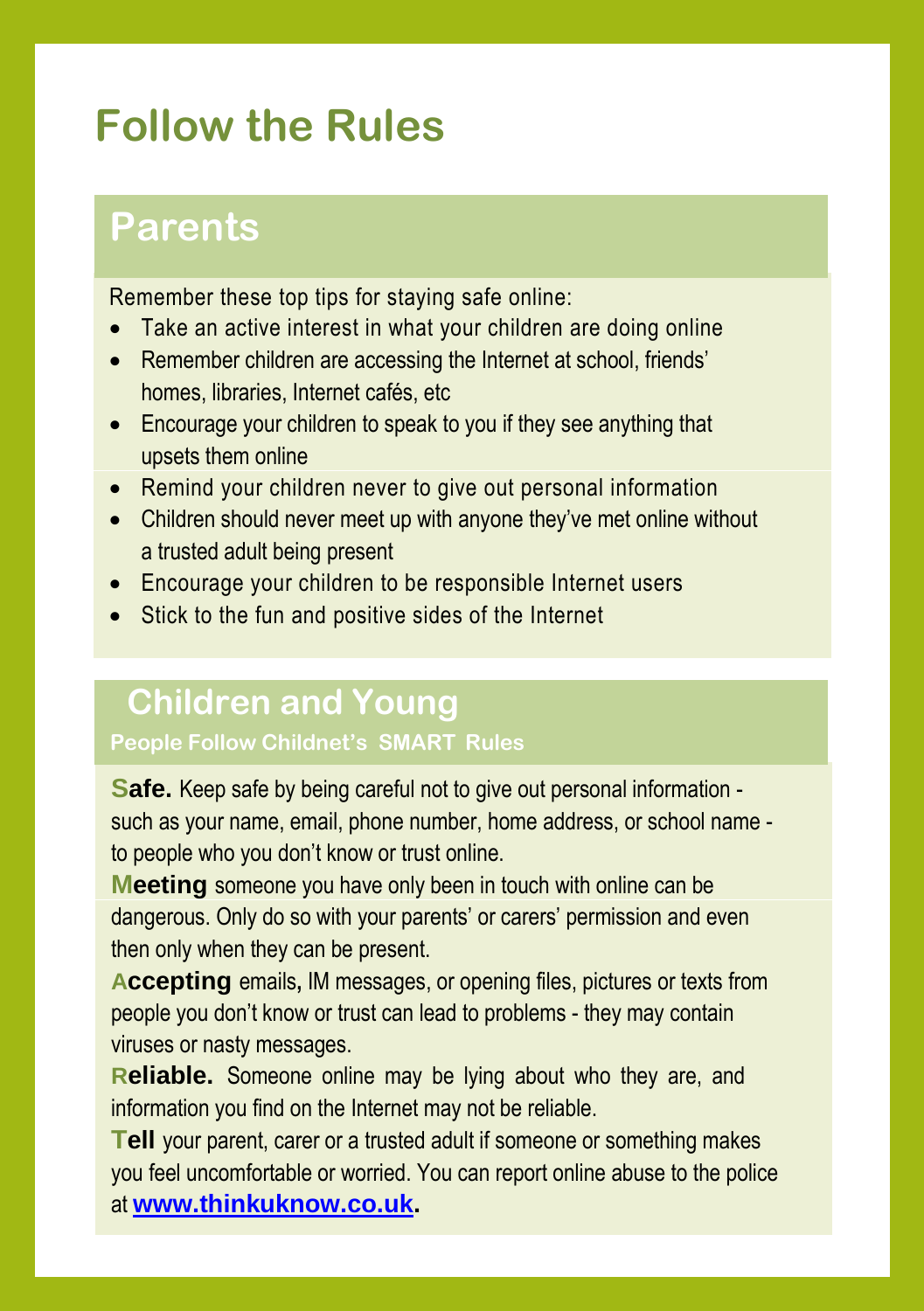# Follow the Rules

## Parents

Remember these top tips for staying safe online:

- Take an active interest in what your children are doing online
- Remember children are accessing the Internet at school, friends' homes, libraries, Internet cafés, etc
- Encourage your children to speak to you if they see anything that upsets them online
- Remind your children never to give out personal information
- Children should never meet up with anyone they've met online without a trusted adult being present
- Encourage your children to be responsible Internet users
- Stick to the fun and positive sides of the Internet

## Children and Young

**People Follow Childnet's SMART Rules**

**Safe.** Keep safe by being careful not to give out personal information - such as your name, email, phone number, home address, or school name - to people who you don't know or trust online.

**Meeting** someone you have only been in touch with online can be dangerous. Only do so with your parents' or carers' permission and even then only when they can be present.

**Accepting** emails, IM messages, or opening files, pictures or texts from people you don't know or trust can lead to problems - they may contain viruses or nasty messages.

**Reliable.** Someone online may be lying about who they are, and information you find on the Internet may not be reliable.

**Tell** your parent, carer or a trusted adult if someone or something makes you feel uncomfortable or worried. You can report online abuse to the police at **www.thinkuknow.co.uk**.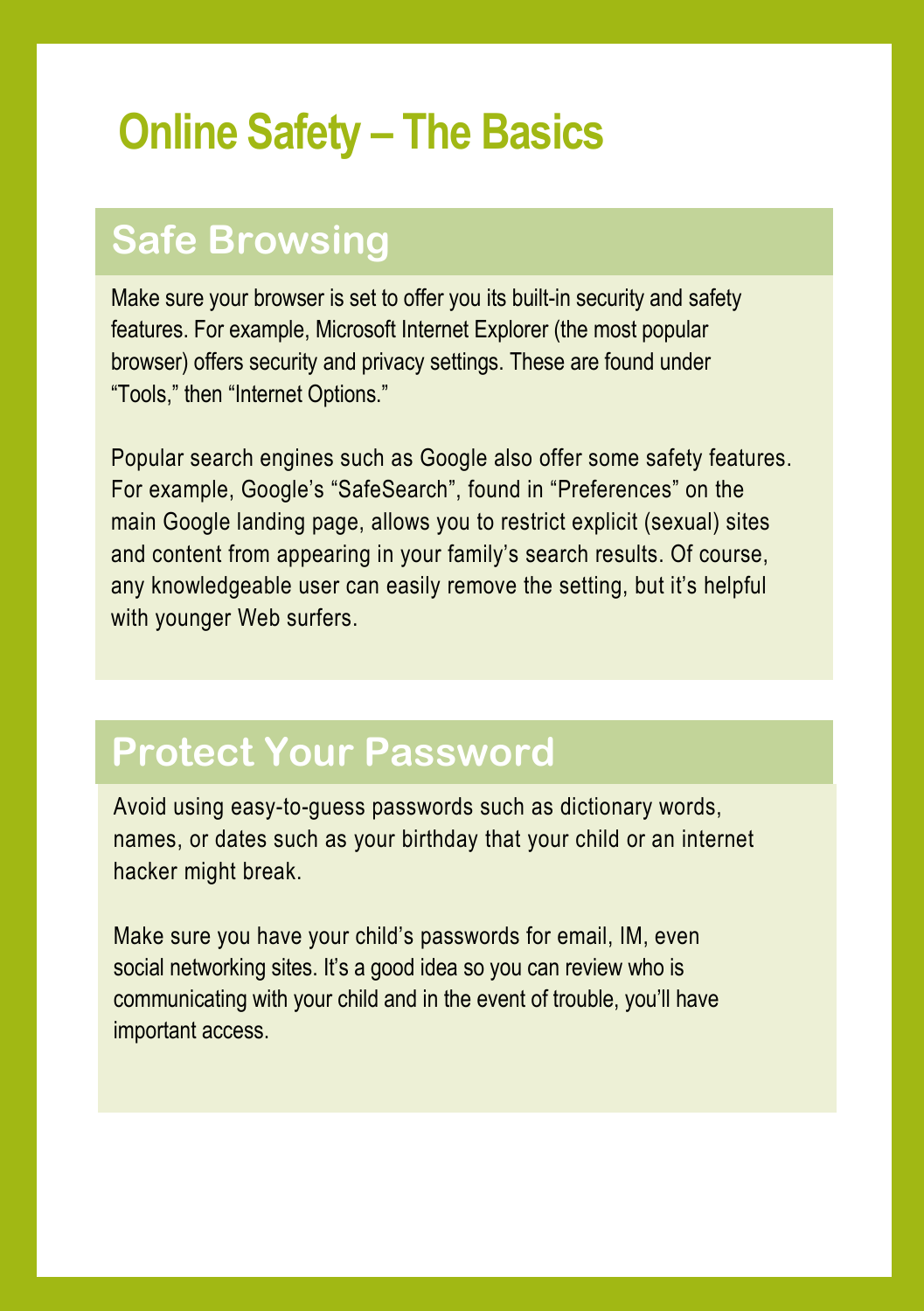# Online Safety – The Basics

## Safe Browsing

Make sure your browser is set to offer you its built-in security and safety features. For example, Microsoft Internet Explorer (the most popular browser) offers security and privacy settings. These are found under "Tools," then "Internet Options."

Popular search engines such as Google also offer some safety features. For example, Google's "SafeSearch", found in "Preferences" on the main Google landing page, allows you to restrict explicit (sexual) sites and content from appearing in your family's search results. Of course, any knowledgeable user can easily remove the setting, but it's helpful with younger Web surfers.

## Protect Your Password

Avoid using easy-to-guess passwords such as dictionary words, names, or dates such as your birthday that your child or an internet hacker might break.

Make sure you have your child's passwords for email, IM, even social networking sites. It's a good idea so you can review who is communicating with your child and in the event of trouble, you'll have important access.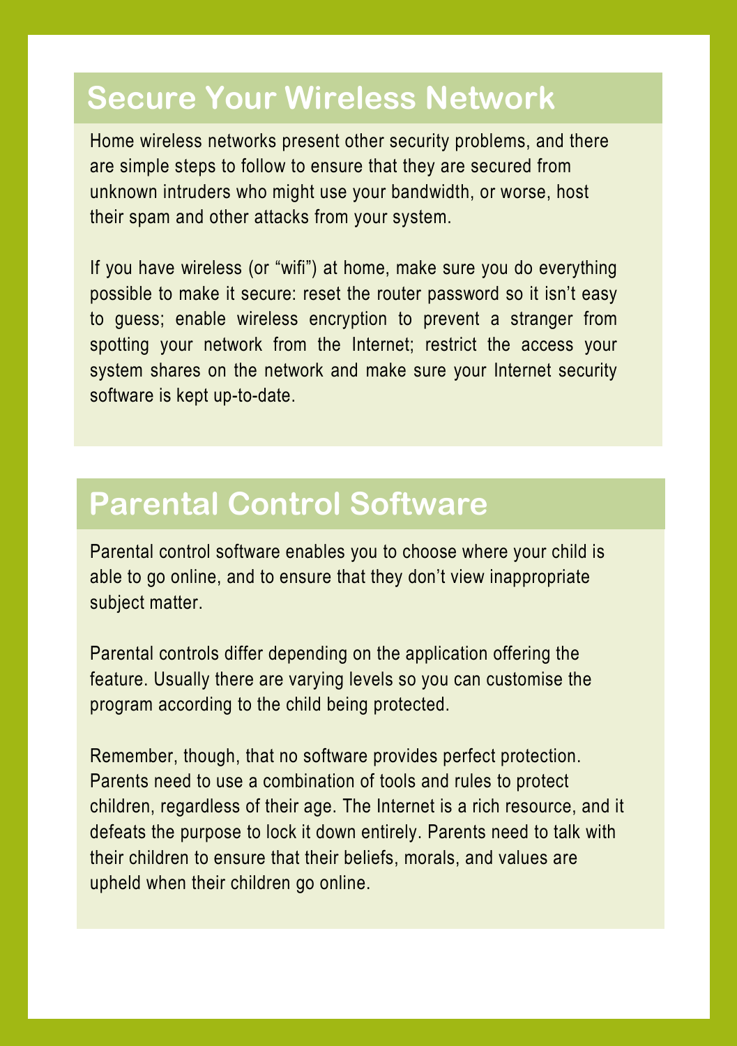## Secure Your Wireless Network

Home wireless networks present other security problems, and there are simple steps to follow to ensure that they are secured from unknown intruders who might use your bandwidth, or worse, host their spam and other attacks from your system.

If you have wireless (or "wifi") at home, make sure you do everything possible to make it secure: reset the router password so it isn't easy to guess; enable wireless encryption to prevent a stranger from spotting your network from the Internet; restrict the access your system shares on the network and make sure your Internet security software is kept up-to-date.

## Parental Control Software

Parental control software enables you to choose where your child is able to go online, and to ensure that they don't view inappropriate subject matter.

Parental controls differ depending on the application offering the feature. Usually there are varying levels so you can customise the program according to the child being protected.

Remember, though, that no software provides perfect protection. Parents need to use a combination of tools and rules to protect children, regardless of their age. The Internet is a rich resource, and it defeats the purpose to lock it down entirely. Parents need to talk with their children to ensure that their beliefs, morals, and values are upheld when their children go online.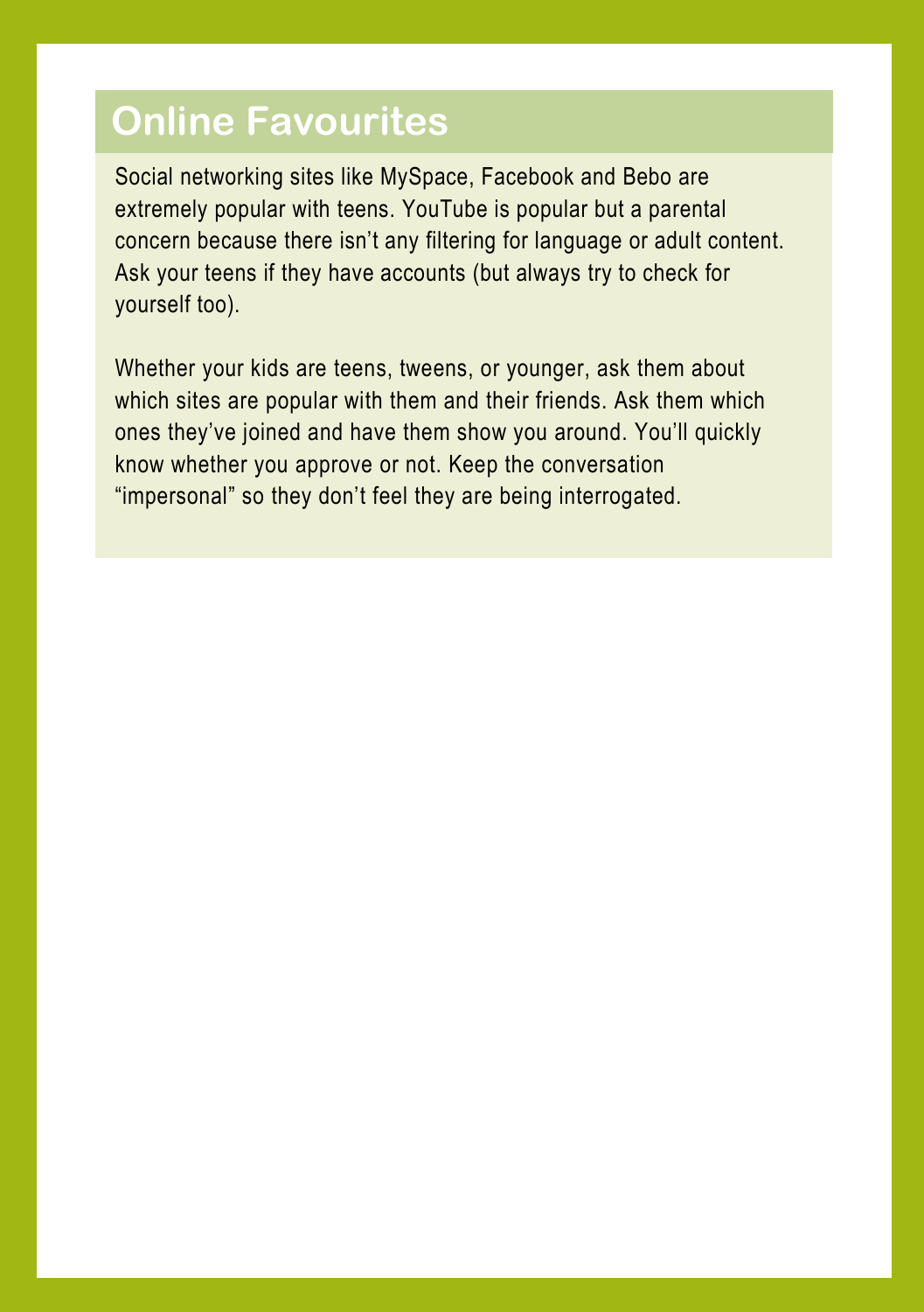## Online Favourites

Social networking sites like MySpace, Facebook and Bebo are extremely popular with teens. YouTube is popular but a parental concern because there isn't any filtering for language or adult content. Ask your teens if they have accounts (but always try to check for yourself too).

Whether your kids are teens, tweens, or younger, ask them about which sites are popular with them and their friends. Ask them which ones they've joined and have them show you around. You'll quickly know whether you approve or not. Keep the conversation "impersonal" so they don't feel they are being interrogated.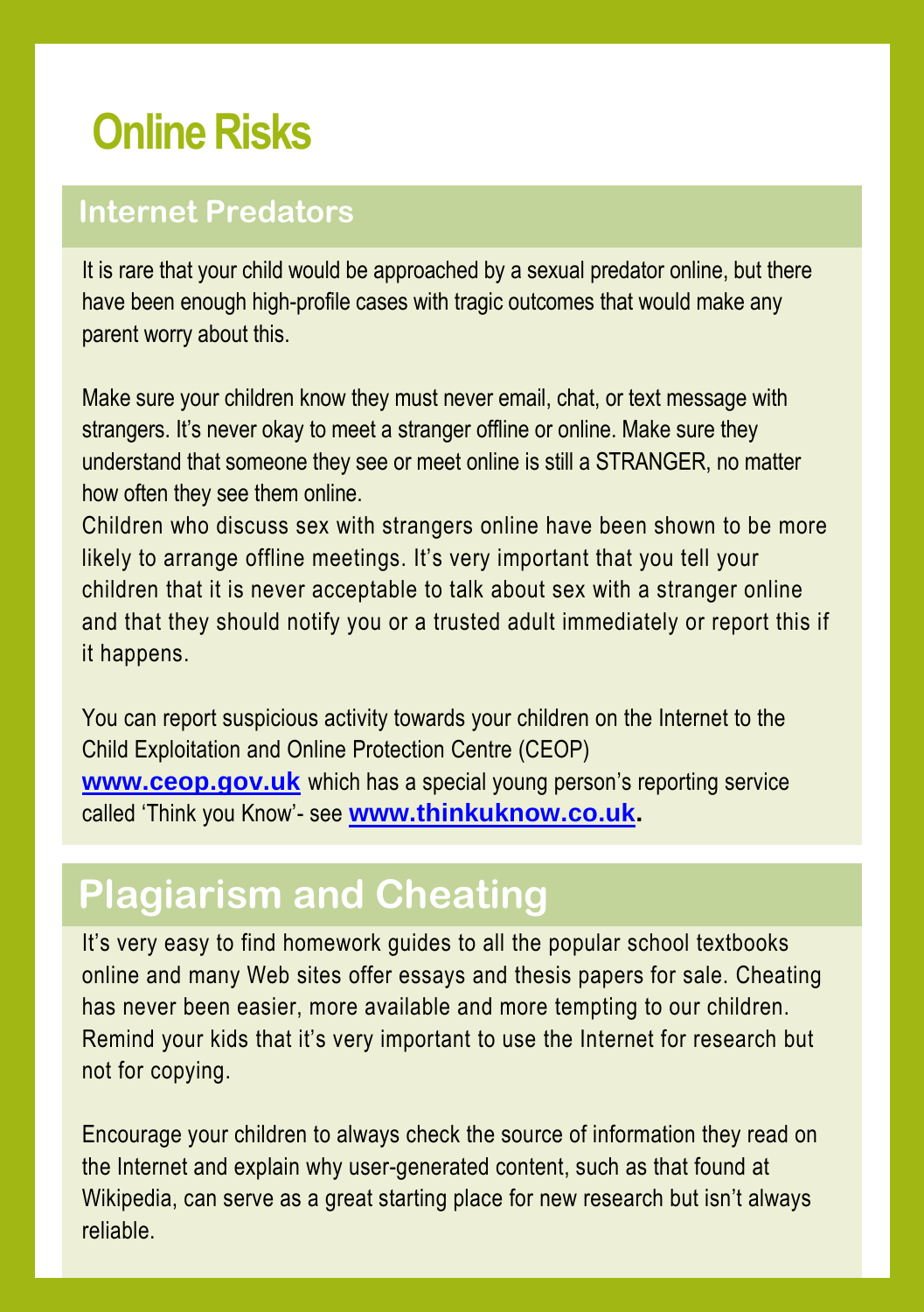# Online Risks

## Internet Predators

It is rare that your child would be approached by a sexual predator online, but there have been enough high-profile cases with tragic outcomes that would make any parent worry about this.

Make sure your children know they must never email, chat, or text message with strangers. It's never okay to meet a stranger offline or online. Make sure they understand that someone they see or meet online is still a STRANGER, no matter how often they see them online.

Children who discuss sex with strangers online have been shown to be more likely to arrange offline meetings. It's very important that you tell your children that it is never acceptable to talk about sex with a stranger online and that they should notify you or a trusted adult immediately or report this if it happens.

You can report suspicious activity towards your children on the Internet to the Child Exploitation and Online Protection Centre (CEOP) **www.ceop.gov.uk** which has a special young person's reporting service called 'Think you Know'- see **www.thinkuknow.co.uk**.

## Plagiarism and Cheating

It's very easy to find homework guides to all the popular school textbooks online and many Web sites offer essays and thesis papers for sale. Cheating has never been easier, more available and more tempting to our children. Remind your kids that it's very important to use the Internet for research but not for copying.

Encourage your children to always check the source of information they read on the Internet and explain why user-generated content, such as that found at Wikipedia, can serve as a great starting place for new research but isn't always reliable.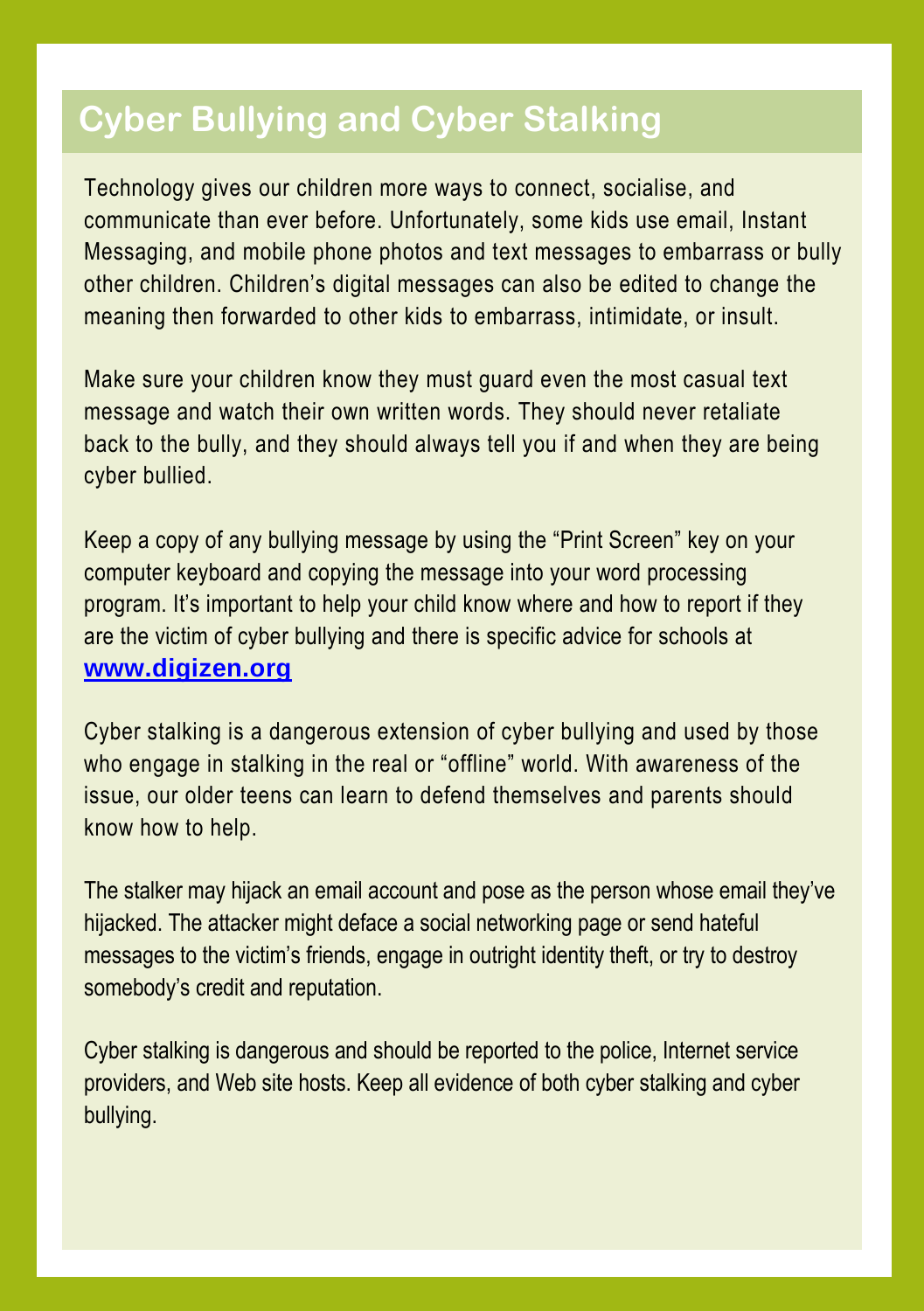## Cyber Bullying and Cyber Stalking

Technology gives our children more ways to connect, socialise, and communicate than ever before. Unfortunately, some kids use email, Instant Messaging, and mobile phone photos and text messages to embarrass or bully other children. Children's digital messages can also be edited to change the meaning then forwarded to other kids to embarrass, intimidate, or insult.

Make sure your children know they must guard even the most casual text message and watch their own written words. They should never retaliate back to the bully, and they should always tell you if and when they are being cyber bullied.

Keep a copy of any bullying message by using the "Print Screen" key on your computer keyboard and copying the message into your word processing program. It's important to help your child know where and how to report if they are the victim of cyber bullying and there is specific advice for schools at **www.digizen.org**

Cyber stalking is a dangerous extension of cyber bullying and used by those who engage in stalking in the real or "offline" world. With awareness of the issue, our older teens can learn to defend themselves and parents should know how to help.

The stalker may hijack an email account and pose as the person whose email they've hijacked. The attacker might deface a social networking page or send hateful messages to the victim's friends, engage in outright identity theft, or try to destroy somebody's credit and reputation.

Cyber stalking is dangerous and should be reported to the police, Internet service providers, and Web site hosts. Keep all evidence of both cyber stalking and cyber bullying.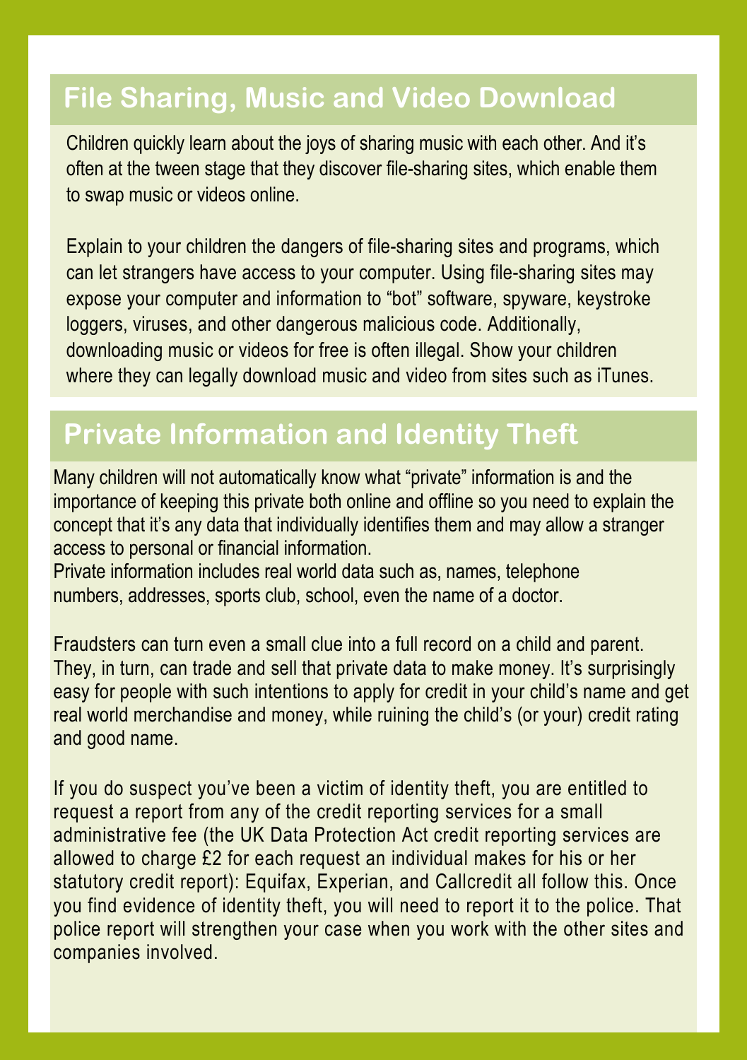## File Sharing, Music and Video Download

Children quickly learn about the joys of sharing music with each other. And it's often at the tween stage that they discover file-sharing sites, which enable them to swap music or videos online.

Explain to your children the dangers of file-sharing sites and programs, which can let strangers have access to your computer. Using file-sharing sites may expose your computer and information to "bot" software, spyware, keystroke loggers, viruses, and other dangerous malicious code. Additionally, downloading music or videos for free is often illegal. Show your children where they can legally download music and video from sites such as iTunes.

## Private Information and Identity Theft

Many children will not automatically know what "private" information is and the importance of keeping this private both online and offline so you need to explain the concept that it's any data that individually identifies them and may allow a stranger access to personal or financial information.
Private information includes real world data such as, names, telephone numbers, addresses, sports club, school, even the name of a doctor.

Fraudsters can turn even a small clue into a full record on a child and parent. They, in turn, can trade and sell that private data to make money. It's surprisingly easy for people with such intentions to apply for credit in your child's name and get real world merchandise and money, while ruining the child's (or your) credit rating and good name.

If you do suspect you've been a victim of identity theft, you are entitled to request a report from any of the credit reporting services for a small administrative fee (the UK Data Protection Act credit reporting services are allowed to charge £2 for each request an individual makes for his or her statutory credit report): Equifax, Experian, and Callcredit all follow this. Once you find evidence of identity theft, you will need to report it to the police. That police report will strengthen your case when you work with the other sites and companies involved.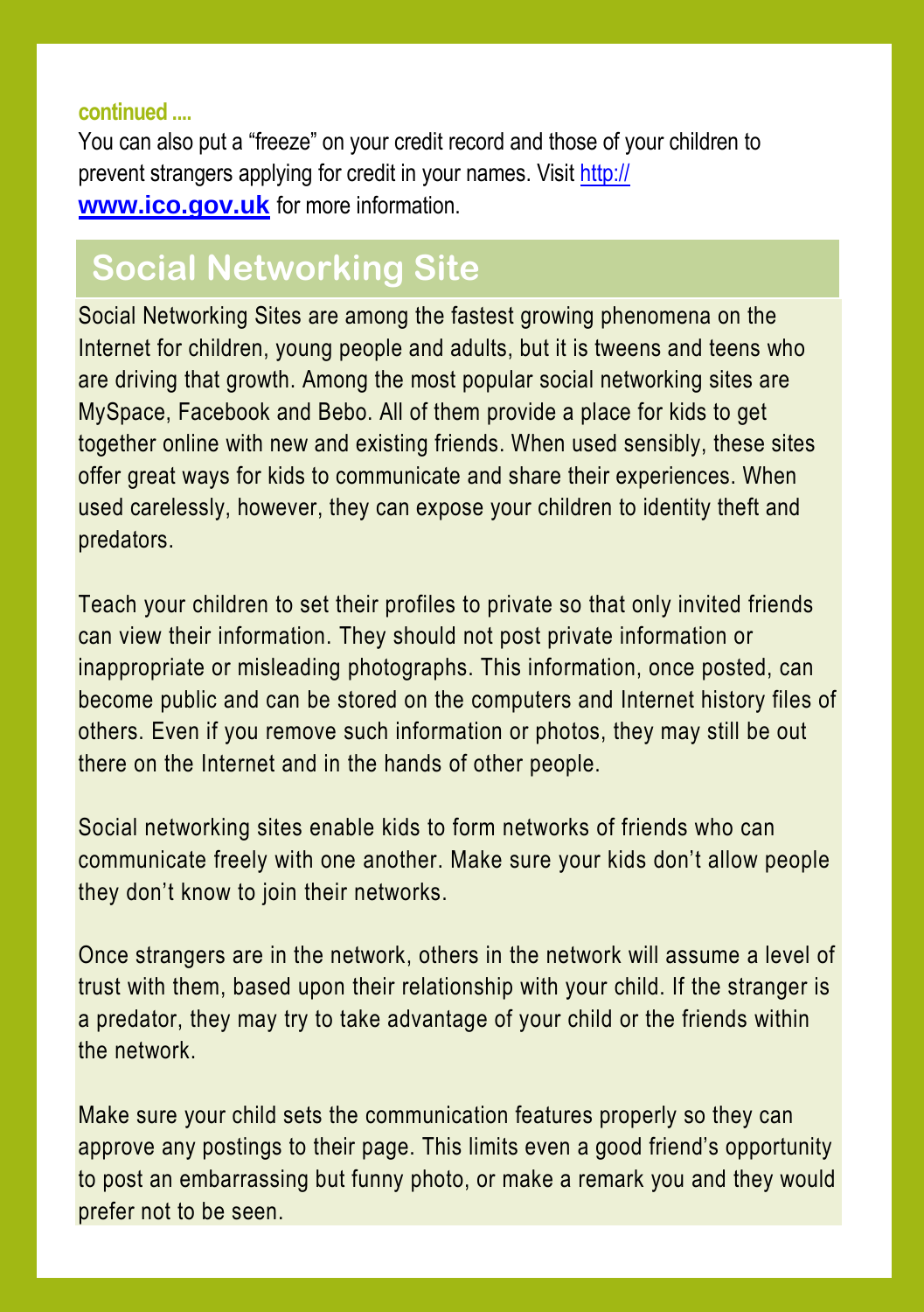**continued ....**

You can also put a “freeze” on your credit record and those of your children to prevent strangers applying for credit in your names. Visit [http://www.ico.gov.uk](http://www.ico.gov.uk) for more information.

## Social Networking Site

Social Networking Sites are among the fastest growing phenomena on the Internet for children, young people and adults, but it is tweens and teens who are driving that growth. Among the most popular social networking sites are MySpace, Facebook and Bebo. All of them provide a place for kids to get together online with new and existing friends. When used sensibly, these sites offer great ways for kids to communicate and share their experiences. When used carelessly, however, they can expose your children to identity theft and predators.

Teach your children to set their profiles to private so that only invited friends can view their information. They should not post private information or inappropriate or misleading photographs. This information, once posted, can become public and can be stored on the computers and Internet history files of others. Even if you remove such information or photos, they may still be out there on the Internet and in the hands of other people.

Social networking sites enable kids to form networks of friends who can communicate freely with one another. Make sure your kids don’t allow people they don’t know to join their networks.

Once strangers are in the network, others in the network will assume a level of trust with them, based upon their relationship with your child. If the stranger is a predator, they may try to take advantage of your child or the friends within the network.

Make sure your child sets the communication features properly so they can approve any postings to their page. This limits even a good friend’s opportunity to post an embarrassing but funny photo, or make a remark you and they would prefer not to be seen.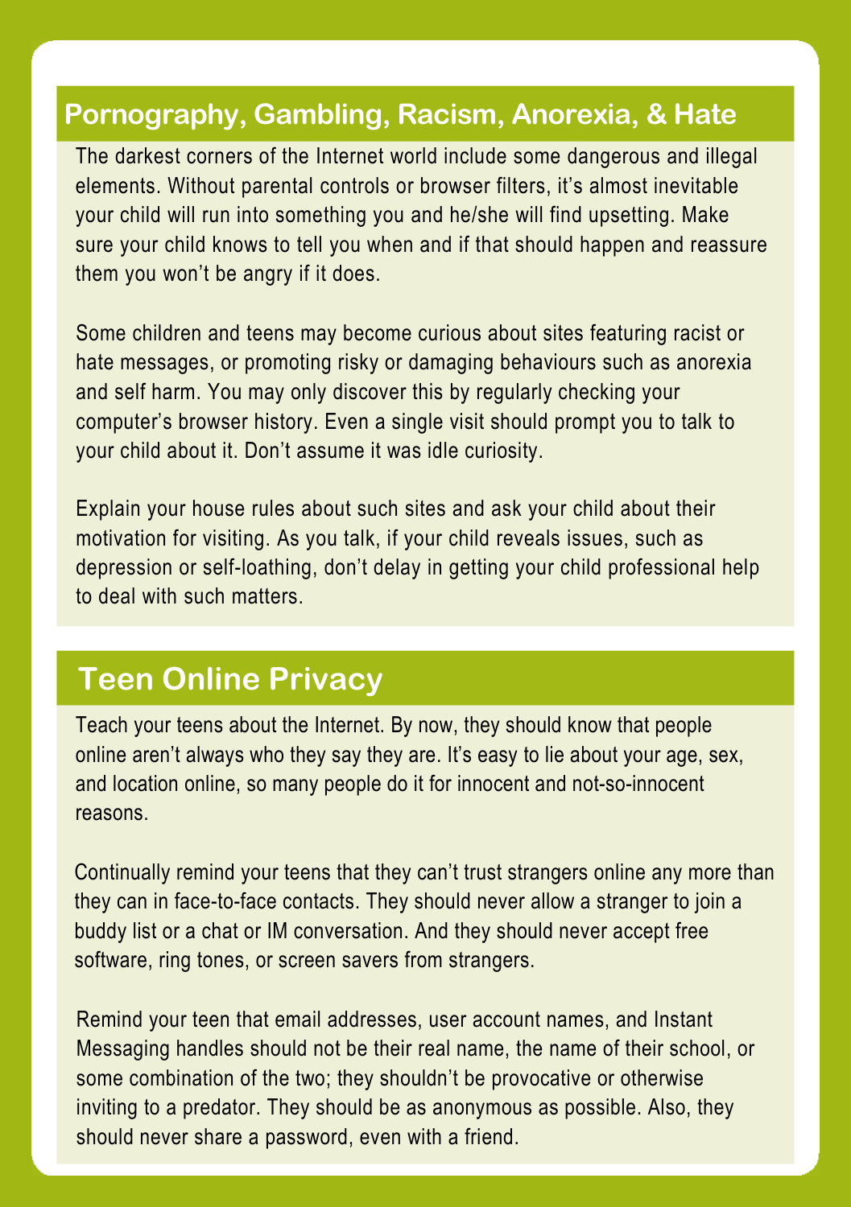## Pornography, Gambling, Racism, Anorexia, & Hate

The darkest corners of the Internet world include some dangerous and illegal elements. Without parental controls or browser filters, it's almost inevitable your child will run into something you and he/she will find upsetting. Make sure your child knows to tell you when and if that should happen and reassure them you won't be angry if it does.

Some children and teens may become curious about sites featuring racist or hate messages, or promoting risky or damaging behaviours such as anorexia and self harm. You may only discover this by regularly checking your computer's browser history. Even a single visit should prompt you to talk to your child about it. Don't assume it was idle curiosity.

Explain your house rules about such sites and ask your child about their motivation for visiting. As you talk, if your child reveals issues, such as depression or self-loathing, don't delay in getting your child professional help to deal with such matters.

## Teen Online Privacy

Teach your teens about the Internet. By now, they should know that people online aren't always who they say they are. It's easy to lie about your age, sex, and location online, so many people do it for innocent and not-so-innocent reasons.

Continually remind your teens that they can't trust strangers online any more than they can in face-to-face contacts. They should never allow a stranger to join a buddy list or a chat or IM conversation. And they should never accept free software, ring tones, or screen savers from strangers.

Remind your teen that email addresses, user account names, and Instant Messaging handles should not be their real name, the name of their school, or some combination of the two; they shouldn't be provocative or otherwise inviting to a predator. They should be as anonymous as possible. Also, they should never share a password, even with a friend.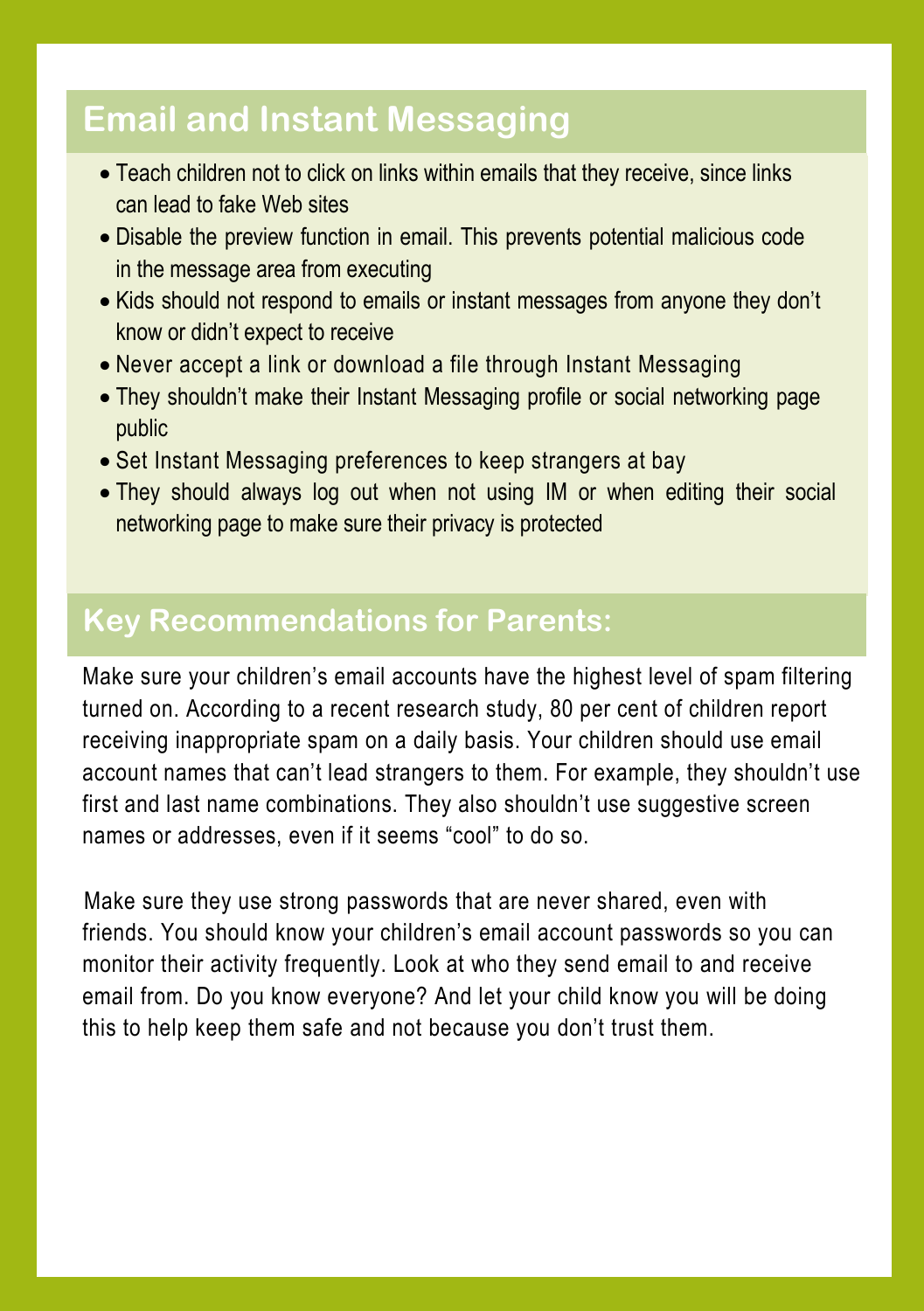## Email and Instant Messaging

- Teach children not to click on links within emails that they receive, since links can lead to fake Web sites
- Disable the preview function in email. This prevents potential malicious code in the message area from executing
- Kids should not respond to emails or instant messages from anyone they don't know or didn't expect to receive
- Never accept a link or download a file through Instant Messaging
- They shouldn't make their Instant Messaging profile or social networking page public
- Set Instant Messaging preferences to keep strangers at bay
- They should always log out when not using IM or when editing their social networking page to make sure their privacy is protected

## Key Recommendations for Parents:

Make sure your children's email accounts have the highest level of spam filtering turned on. According to a recent research study, 80 per cent of children report receiving inappropriate spam on a daily basis. Your children should use email account names that can't lead strangers to them. For example, they shouldn't use first and last name combinations. They also shouldn't use suggestive screen names or addresses, even if it seems "cool" to do so.

Make sure they use strong passwords that are never shared, even with friends. You should know your children's email account passwords so you can monitor their activity frequently. Look at who they send email to and receive email from. Do you know everyone? And let your child know you will be doing this to help keep them safe and not because you don't trust them.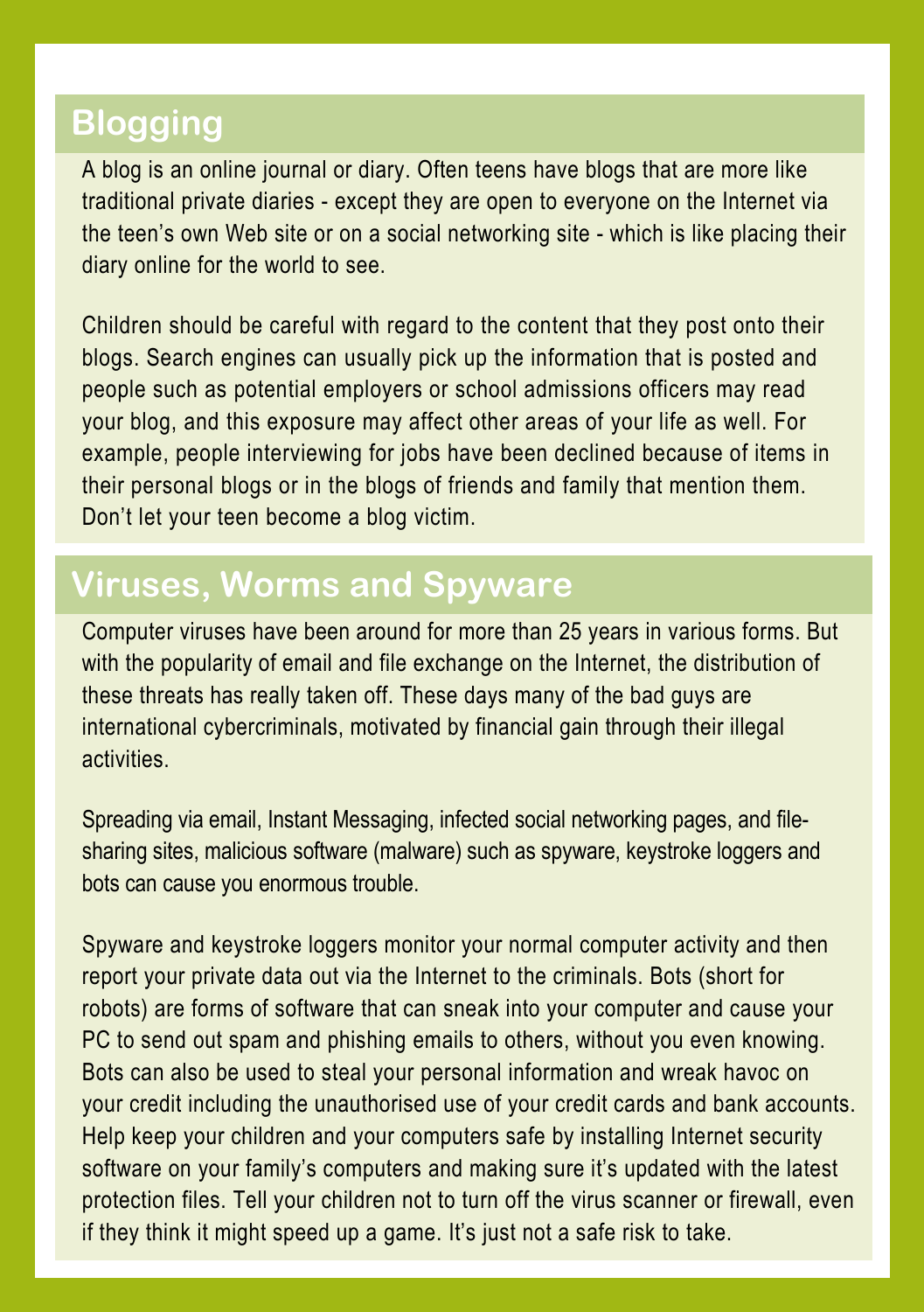## Blogging

A blog is an online journal or diary. Often teens have blogs that are more like traditional private diaries - except they are open to everyone on the Internet via the teen's own Web site or on a social networking site - which is like placing their diary online for the world to see.

Children should be careful with regard to the content that they post onto their blogs. Search engines can usually pick up the information that is posted and people such as potential employers or school admissions officers may read your blog, and this exposure may affect other areas of your life as well. For example, people interviewing for jobs have been declined because of items in their personal blogs or in the blogs of friends and family that mention them. Don't let your teen become a blog victim.

## Viruses, Worms and Spyware

Computer viruses have been around for more than 25 years in various forms. But with the popularity of email and file exchange on the Internet, the distribution of these threats has really taken off. These days many of the bad guys are international cybercriminals, motivated by financial gain through their illegal activities.

Spreading via email, Instant Messaging, infected social networking pages, and file-sharing sites, malicious software (malware) such as spyware, keystroke loggers and bots can cause you enormous trouble.

Spyware and keystroke loggers monitor your normal computer activity and then report your private data out via the Internet to the criminals. Bots (short for robots) are forms of software that can sneak into your computer and cause your PC to send out spam and phishing emails to others, without you even knowing. Bots can also be used to steal your personal information and wreak havoc on your credit including the unauthorised use of your credit cards and bank accounts. Help keep your children and your computers safe by installing Internet security software on your family's computers and making sure it's updated with the latest protection files. Tell your children not to turn off the virus scanner or firewall, even if they think it might speed up a game. It's just not a safe risk to take.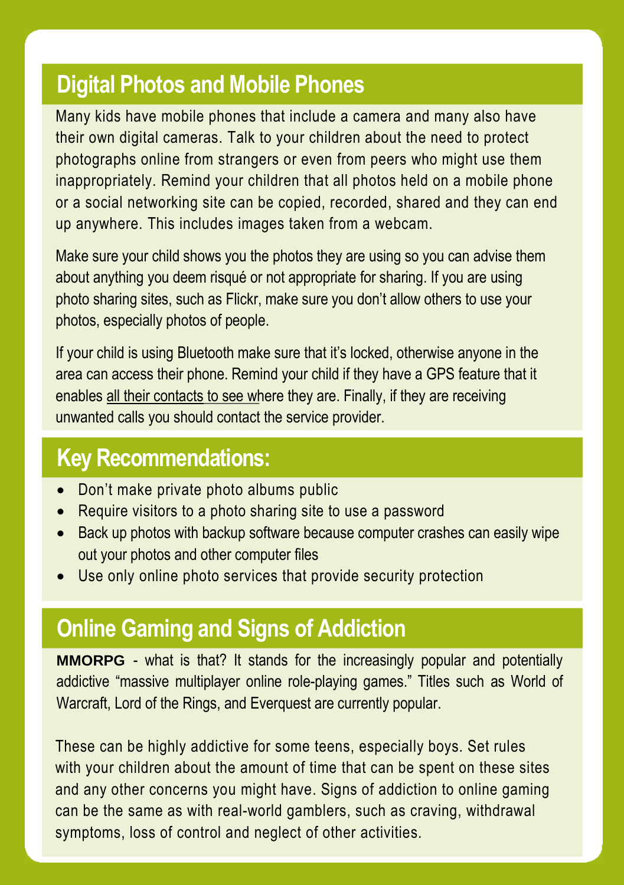## Digital Photos and Mobile Phones

Many kids have mobile phones that include a camera and many also have their own digital cameras. Talk to your children about the need to protect photographs online from strangers or even from peers who might use them inappropriately. Remind your children that all photos held on a mobile phone or a social networking site can be copied, recorded, shared and they can end up anywhere. This includes images taken from a webcam.

Make sure your child shows you the photos they are using so you can advise them about anything you deem risqué or not appropriate for sharing. If you are using photo sharing sites, such as Flickr, make sure you don't allow others to use your photos, especially photos of people.

If your child is using Bluetooth make sure that it's locked, otherwise anyone in the area can access their phone. Remind your child if they have a GPS feature that it enables all their contacts to see where they are. Finally, if they are receiving unwanted calls you should contact the service provider.

## Key Recommendations:

- Don't make private photo albums public
- Require visitors to a photo sharing site to use a password
- Back up photos with backup software because computer crashes can easily wipe out your photos and other computer files
- Use only online photo services that provide security protection

## Online Gaming and Signs of Addiction

**MMORPG** - what is that? It stands for the increasingly popular and potentially addictive "massive multiplayer online role-playing games." Titles such as World of Warcraft, Lord of the Rings, and Everquest are currently popular.

These can be highly addictive for some teens, especially boys. Set rules with your children about the amount of time that can be spent on these sites and any other concerns you might have. Signs of addiction to online gaming can be the same as with real-world gamblers, such as craving, withdrawal symptoms, loss of control and neglect of other activities.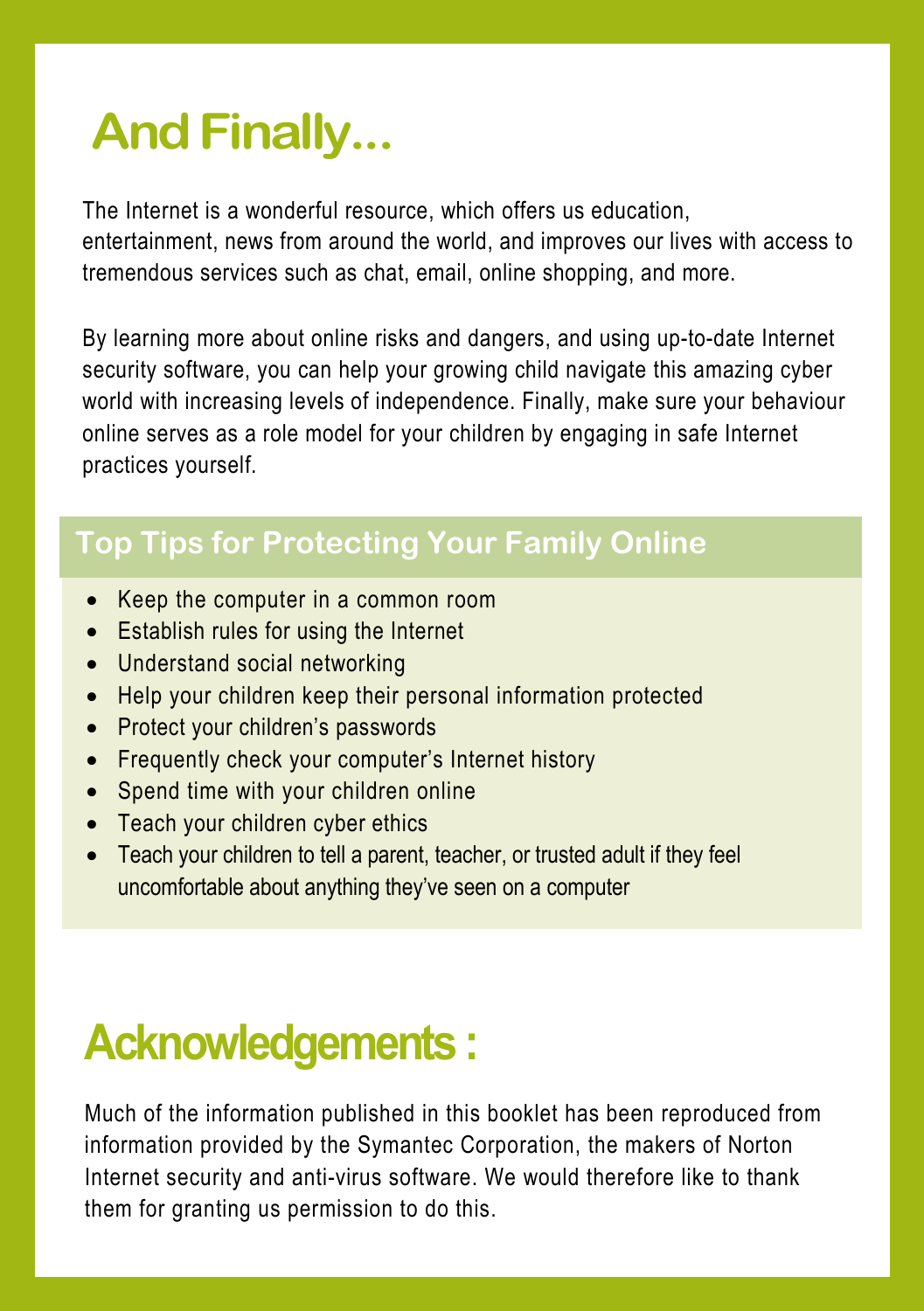# And Finally...

The Internet is a wonderful resource, which offers us education, entertainment, news from around the world, and improves our lives with access to tremendous services such as chat, email, online shopping, and more.

By learning more about online risks and dangers, and using up-to-date Internet security software, you can help your growing child navigate this amazing cyber world with increasing levels of independence. Finally, make sure your behaviour online serves as a role model for your children by engaging in safe Internet practices yourself.

## Top Tips for Protecting Your Family Online

- Keep the computer in a common room
- Establish rules for using the Internet
- Understand social networking
- Help your children keep their personal information protected
- Protect your children's passwords
- Frequently check your computer's Internet history
- Spend time with your children online
- Teach your children cyber ethics
- Teach your children to tell a parent, teacher, or trusted adult if they feel uncomfortable about anything they've seen on a computer

# Acknowledgements :

Much of the information published in this booklet has been reproduced from information provided by the Symantec Corporation, the makers of Norton Internet security and anti-virus software. We would therefore like to thank them for granting us permission to do this.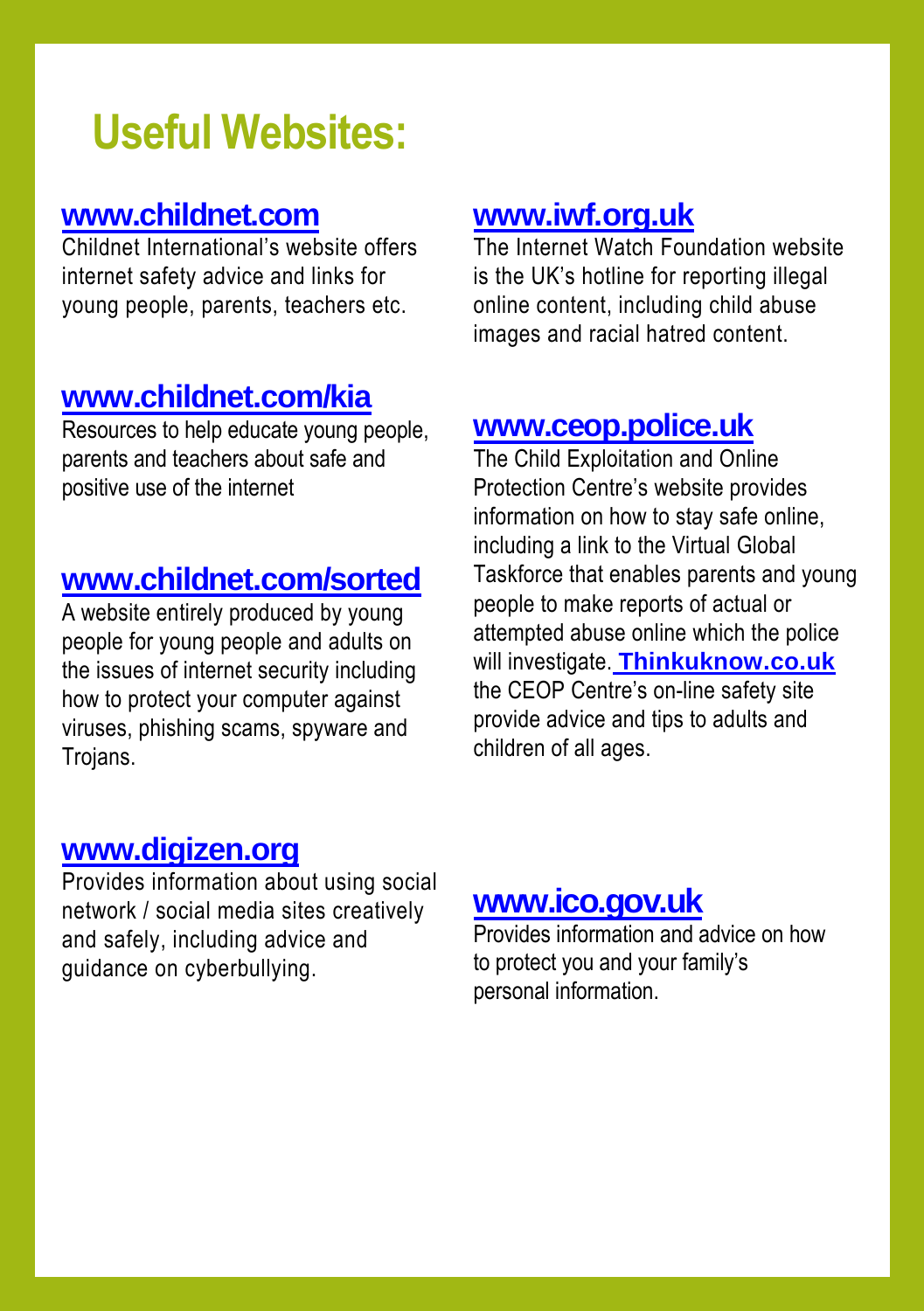# Useful Websites:

**www.childnet.com**

Childnet International's website offers internet safety advice and links for young people, parents, teachers etc.

**www.childnet.com/kia**

Resources to help educate young people, parents and teachers about safe and positive use of the internet

**www.childnet.com/sorted**

A website entirely produced by young people for young people and adults on the issues of internet security including how to protect your computer against viruses, phishing scams, spyware and Trojans.

**www.digizen.org**

Provides information about using social network / social media sites creatively and safely, including advice and guidance on cyberbullying.

**www.iwf.org.uk**

The Internet Watch Foundation website is the UK's hotline for reporting illegal online content, including child abuse images and racial hatred content.

**www.ceop.police.uk**

The Child Exploitation and Online Protection Centre's website provides information on how to stay safe online, including a link to the Virtual Global Taskforce that enables parents and young people to make reports of actual or attempted abuse online which the police will investigate. **Thinkuknow.co.uk** the CEOP Centre's on-line safety site provide advice and tips to adults and children of all ages.

**www.ico.gov.uk**

Provides information and advice on how to protect you and your family's personal information.